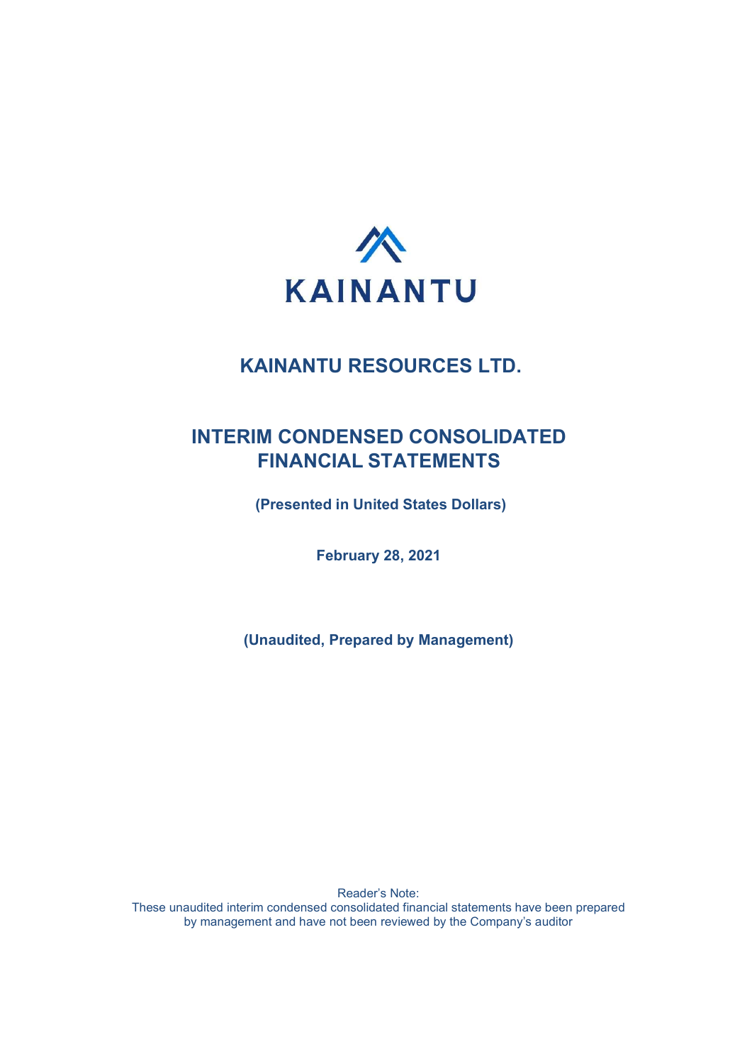KAINANTU

# KAINANTU RESOURCES LTD.

# INTERIM CONDENSED CONSOLIDATED FINANCIAL STATEMENTS

**(Presented in United States Dollars)**

**February 28, 2021**

**(Unaudited, Prepared by Management)**

Reader's Note:
These unaudited interim condensed consolidated financial statements have been prepared by management and have not been reviewed by the Company's auditor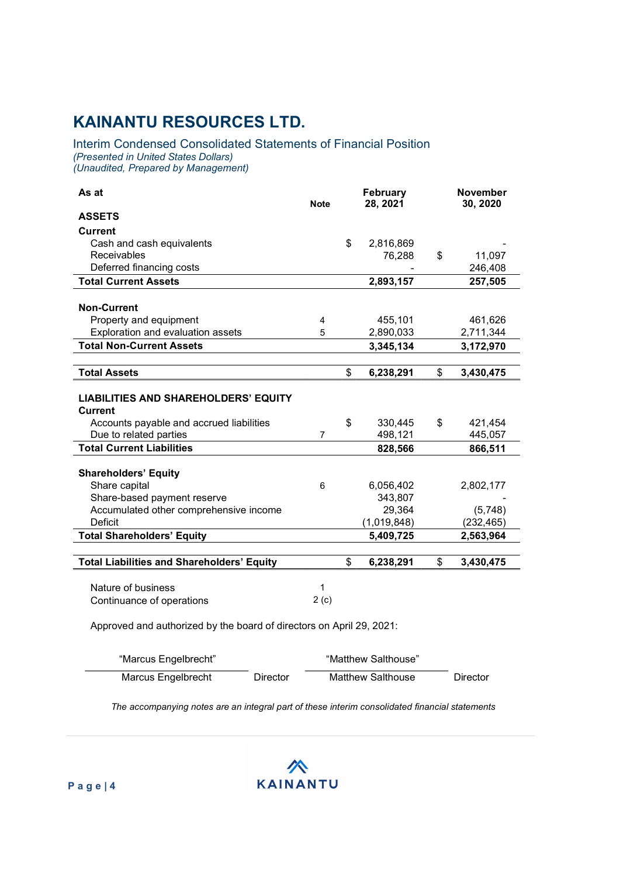# KAINANTU RESOURCES LTD.

## Interim Condensed Consolidated Statements of Financial Position

*(Presented in United States Dollars)*
*(Unaudited, Prepared by Management)*

| As at | Note | February 28, 2021 | November 30, 2020 |
|---|---|---|---|
| **ASSETS** | | | |
| **Current** | | | |
| Cash and cash equivalents | | $ 2,816,869 | - |
| Receivables | | 76,288 | $ 11,097 |
| Deferred financing costs | | - | 246,408 |
| **Total Current Assets** | | **2,893,157** | **257,505** |
| | | | |
| **Non-Current** | | | |
| Property and equipment | 4 | 455,101 | 461,626 |
| Exploration and evaluation assets | 5 | 2,890,033 | 2,711,344 |
| **Total Non-Current Assets** | | **3,345,134** | **3,172,970** |
| | | | |
| **Total Assets** | | **$ 6,238,291** | **$ 3,430,475** |
| | | | |
| **LIABILITIES AND SHAREHOLDERS' EQUITY** | | | |
| **Current** | | | |
| Accounts payable and accrued liabilities | | $ 330,445 | $ 421,454 |
| Due to related parties | 7 | 498,121 | 445,057 |
| **Total Current Liabilities** | | **828,566** | **866,511** |
| | | | |
| **Shareholders' Equity** | | | |
| Share capital | 6 | 6,056,402 | 2,802,177 |
| Share-based payment reserve | | 343,807 | - |
| Accumulated other comprehensive income | | 29,364 | (5,748) |
| Deficit | | (1,019,848) | (232,465) |
| **Total Shareholders' Equity** | | **5,409,725** | **2,563,964** |
| | | | |
| **Total Liabilities and Shareholders' Equity** | | **$ 6,238,291** | **$ 3,430,475** |

| | Note |
|---|---|
| Nature of business | 1 |
| Continuance of operations | 2 (c) |

Approved and authorized by the board of directors on April 29, 2021:

| "Marcus Engelbrecht" | | "Matthew Salthouse" | |
|---|---|---|---|
| Marcus Engelbrecht | Director | Matthew Salthouse | Director |

*The accompanying notes are an integral part of these interim consolidated financial statements*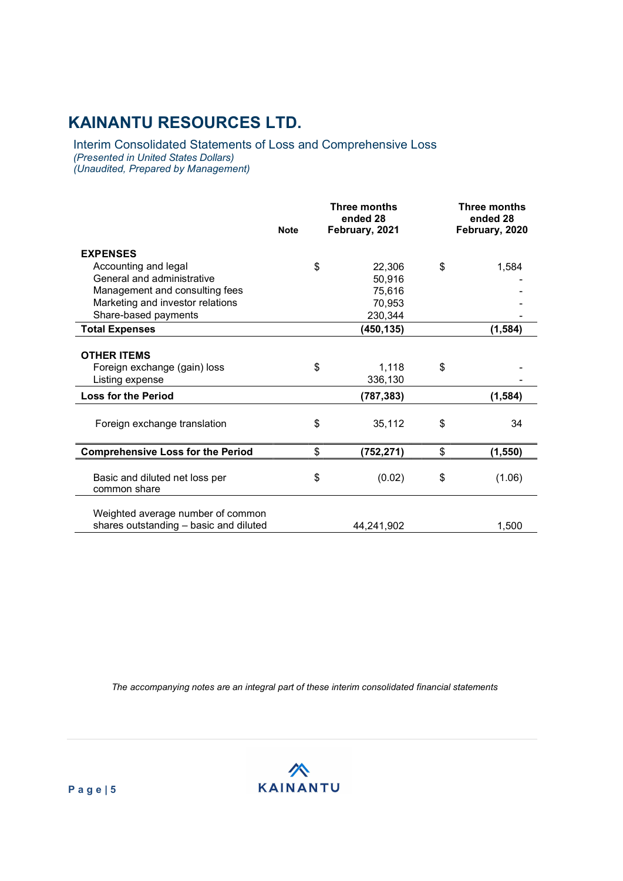# KAINANTU RESOURCES LTD.

## Interim Consolidated Statements of Loss and Comprehensive Loss

*(Presented in United States Dollars)*
*(Unaudited, Prepared by Management)*

| | Note | Three months ended 28 February, 2021 | Three months ended 28 February, 2020 |
|---|---|---|---|
| **EXPENSES** | | | |
| Accounting and legal | | $ 22,306 | $ 1,584 |
| General and administrative | | 50,916 | - |
| Management and consulting fees | | 75,616 | - |
| Marketing and investor relations | | 70,953 | - |
| Share-based payments | | 230,344 | - |
| **Total Expenses** | | **(450,135)** | **(1,584)** |
| **OTHER ITEMS** | | | |
| Foreign exchange (gain) loss | | $ 1,118 | $ - |
| Listing expense | | 336,130 | - |
| **Loss for the Period** | | **(787,383)** | **(1,584)** |
| Foreign exchange translation | | $ 35,112 | $ 34 |
| **Comprehensive Loss for the Period** | | **$ (752,271)** | **$ (1,550)** |
| Basic and diluted net loss per common share | | $ (0.02) | $ (1.06) |
| Weighted average number of common shares outstanding – basic and diluted | | 44,241,902 | 1,500 |

*The accompanying notes are an integral part of these interim consolidated financial statements*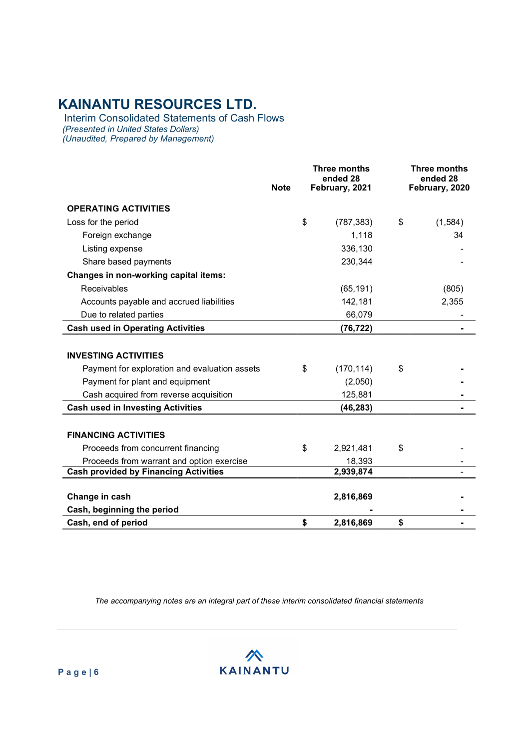# KAINANTU RESOURCES LTD.

Interim Consolidated Statements of Cash Flows

*(Presented in United States Dollars)*

*(Unaudited, Prepared by Management)*

| | Note | Three months ended 28 February, 2021 | Three months ended 28 February, 2020 |
|---|---|---|---|
| **OPERATING ACTIVITIES** | | | |
| Loss for the period | | $ (787,383) | $ (1,584) |
| Foreign exchange | | 1,118 | 34 |
| Listing expense | | 336,130 | - |
| Share based payments | | 230,344 | - |
| **Changes in non-working capital items:** | | | |
| Receivables | | (65,191) | (805) |
| Accounts payable and accrued liabilities | | 142,181 | 2,355 |
| Due to related parties | | 66,079 | - |
| **Cash used in Operating Activities** | | **(76,722)** | **-** |
| | | | |
| **INVESTING ACTIVITIES** | | | |
| Payment for exploration and evaluation assets | | $ (170,114) | $ - |
| Payment for plant and equipment | | (2,050) | - |
| Cash acquired from reverse acquisition | | 125,881 | - |
| **Cash used in Investing Activities** | | **(46,283)** | **-** |
| | | | |
| **FINANCING ACTIVITIES** | | | |
| Proceeds from concurrent financing | | $ 2,921,481 | $ - |
| Proceeds from warrant and option exercise | | 18,393 | - |
| **Cash provided by Financing Activities** | | **2,939,874** | - |
| | | | |
| **Change in cash** | | **2,816,869** | **-** |
| **Cash, beginning the period** | | **-** | **-** |
| **Cash, end of period** | | **$ 2,816,869** | **$ -** |

*The accompanying notes are an integral part of these interim consolidated financial statements*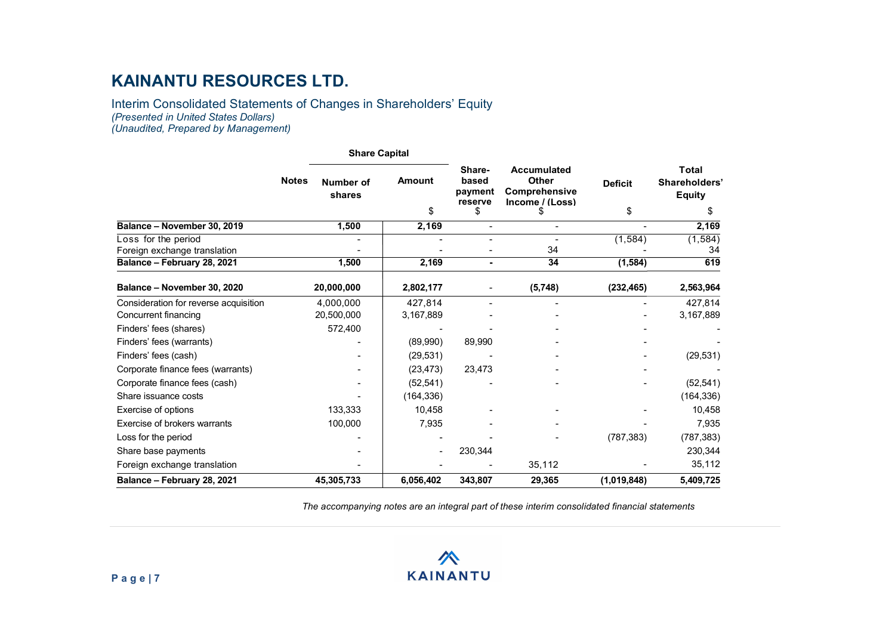# KAINANTU RESOURCES LTD.

## Interim Consolidated Statements of Changes in Shareholders' Equity

*(Presented in United States Dollars)*
*(Unaudited, Prepared by Management)*

| | Notes | Share Capital | | Share-based payment reserve | Accumulated Other Comprehensive Income / (Loss) | Deficit | Total Shareholders' Equity |
|---|---|---|---|---|---|---|---|
| | | Number of shares | Amount | | | | |
| | | | $ | $ | $ | $ | $ |
| **Balance – November 30, 2019** | | **1,500** | **2,169** | - | - | - | **2,169** |
| Loss for the period | | - | - | - | - | (1,584) | (1,584) |
| Foreign exchange translation | | - | - | - | 34 | - | 34 |
| **Balance – February 28, 2021** | | **1,500** | **2,169** | **-** | **34** | **(1,584)** | **619** |
| **Balance – November 30, 2020** | | **20,000,000** | **2,802,177** | - | **(5,748)** | **(232,465)** | **2,563,964** |
| Consideration for reverse acquisition | | 4,000,000 | 427,814 | - | - | - | 427,814 |
| Concurrent financing | | 20,500,000 | 3,167,889 | - | - | - | 3,167,889 |
| Finders' fees (shares) | | 572,400 | - | - | - | - | - |
| Finders' fees (warrants) | | - | (89,990) | 89,990 | - | - | - |
| Finders' fees (cash) | | - | (29,531) | - | - | - | (29,531) |
| Corporate finance fees (warrants) | | - | (23,473) | 23,473 | - | - | - |
| Corporate finance fees (cash) | | - | (52,541) | - | - | - | (52,541) |
| Share issuance costs | | - | (164,336) | | | | (164,336) |
| Exercise of options | | 133,333 | 10,458 | - | - | - | 10,458 |
| Exercise of brokers warrants | | 100,000 | 7,935 | - | - | - | 7,935 |
| Loss for the period | | - | - | - | - | (787,383) | (787,383) |
| Share base payments | | - | - | 230,344 | | | 230,344 |
| Foreign exchange translation | | - | - | - | 35,112 | - | 35,112 |
| **Balance – February 28, 2021** | | **45,305,733** | **6,056,402** | **343,807** | **29,365** | **(1,019,848)** | **5,409,725** |

*The accompanying notes are an integral part of these interim consolidated financial statements*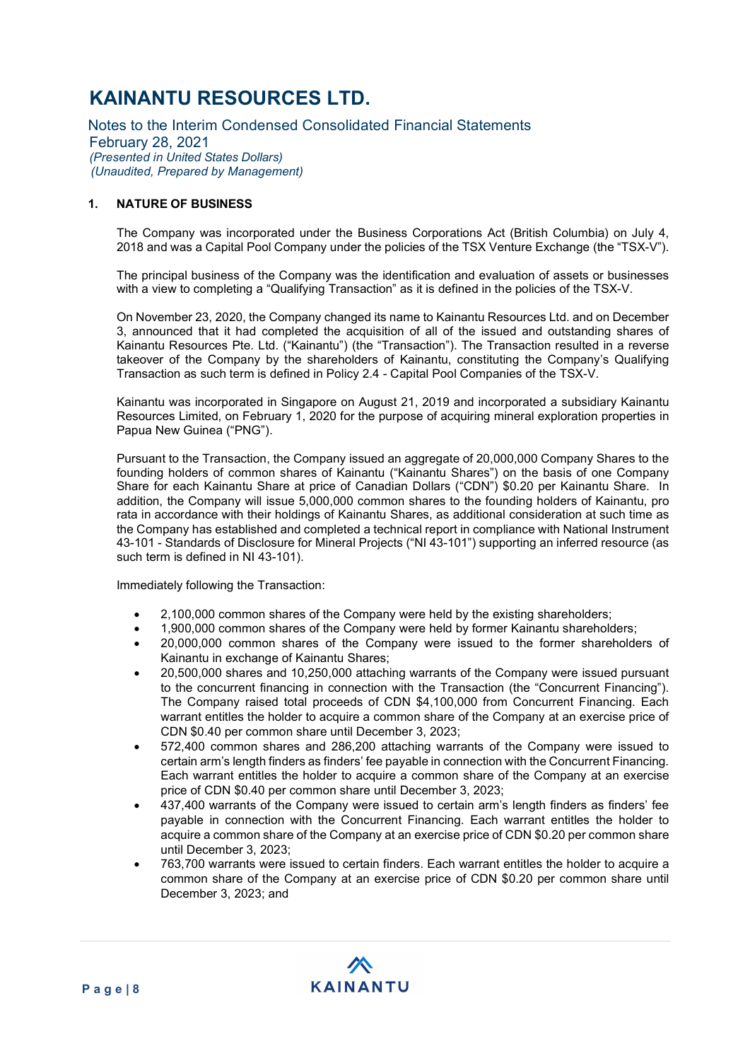# KAINANTU RESOURCES LTD.

Notes to the Interim Condensed Consolidated Financial Statements
February 28, 2021
*(Presented in United States Dollars)*
*(Unaudited, Prepared by Management)*

## 1. NATURE OF BUSINESS

The Company was incorporated under the Business Corporations Act (British Columbia) on July 4, 2018 and was a Capital Pool Company under the policies of the TSX Venture Exchange (the "TSX-V").

The principal business of the Company was the identification and evaluation of assets or businesses with a view to completing a "Qualifying Transaction" as it is defined in the policies of the TSX-V.

On November 23, 2020, the Company changed its name to Kainantu Resources Ltd. and on December 3, announced that it had completed the acquisition of all of the issued and outstanding shares of Kainantu Resources Pte. Ltd. ("Kainantu") (the "Transaction"). The Transaction resulted in a reverse takeover of the Company by the shareholders of Kainantu, constituting the Company's Qualifying Transaction as such term is defined in Policy 2.4 - Capital Pool Companies of the TSX-V.

Kainantu was incorporated in Singapore on August 21, 2019 and incorporated a subsidiary Kainantu Resources Limited, on February 1, 2020 for the purpose of acquiring mineral exploration properties in Papua New Guinea ("PNG").

Pursuant to the Transaction, the Company issued an aggregate of 20,000,000 Company Shares to the founding holders of common shares of Kainantu ("Kainantu Shares") on the basis of one Company Share for each Kainantu Share at price of Canadian Dollars ("CDN") $0.20 per Kainantu Share. In addition, the Company will issue 5,000,000 common shares to the founding holders of Kainantu, pro rata in accordance with their holdings of Kainantu Shares, as additional consideration at such time as the Company has established and completed a technical report in compliance with National Instrument 43-101 - Standards of Disclosure for Mineral Projects ("NI 43-101") supporting an inferred resource (as such term is defined in NI 43-101).

Immediately following the Transaction:

- 2,100,000 common shares of the Company were held by the existing shareholders;
- 1,900,000 common shares of the Company were held by former Kainantu shareholders;
- 20,000,000 common shares of the Company were issued to the former shareholders of Kainantu in exchange of Kainantu Shares;
- 20,500,000 shares and 10,250,000 attaching warrants of the Company were issued pursuant to the concurrent financing in connection with the Transaction (the "Concurrent Financing"). The Company raised total proceeds of CDN $4,100,000 from Concurrent Financing. Each warrant entitles the holder to acquire a common share of the Company at an exercise price of CDN $0.40 per common share until December 3, 2023;
- 572,400 common shares and 286,200 attaching warrants of the Company were issued to certain arm's length finders as finders' fee payable in connection with the Concurrent Financing. Each warrant entitles the holder to acquire a common share of the Company at an exercise price of CDN $0.40 per common share until December 3, 2023;
- 437,400 warrants of the Company were issued to certain arm's length finders as finders' fee payable in connection with the Concurrent Financing. Each warrant entitles the holder to acquire a common share of the Company at an exercise price of CDN $0.20 per common share until December 3, 2023;
- 763,700 warrants were issued to certain finders. Each warrant entitles the holder to acquire a common share of the Company at an exercise price of CDN $0.20 per common share until December 3, 2023; and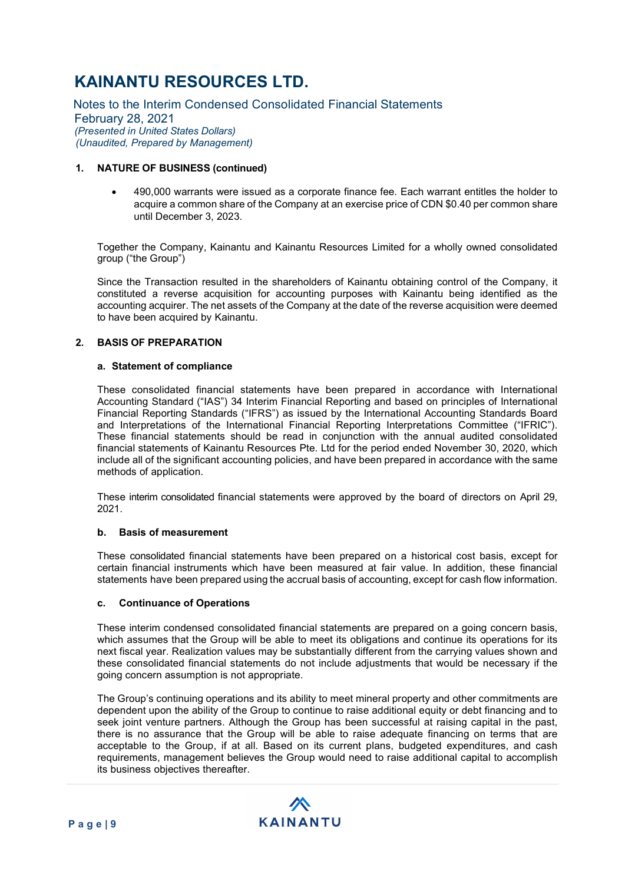### 1. NATURE OF BUSINESS (continued)

- 490,000 warrants were issued as a corporate finance fee. Each warrant entitles the holder to acquire a common share of the Company at an exercise price of CDN $0.40 per common share until December 3, 2023.

Together the Company, Kainantu and Kainantu Resources Limited for a wholly owned consolidated group ("the Group")

Since the Transaction resulted in the shareholders of Kainantu obtaining control of the Company, it constituted a reverse acquisition for accounting purposes with Kainantu being identified as the accounting acquirer. The net assets of the Company at the date of the reverse acquisition were deemed to have been acquired by Kainantu.

### 2. BASIS OF PREPARATION

#### a. Statement of compliance

These consolidated financial statements have been prepared in accordance with International Accounting Standard ("IAS") 34 Interim Financial Reporting and based on principles of International Financial Reporting Standards ("IFRS") as issued by the International Accounting Standards Board and Interpretations of the International Financial Reporting Interpretations Committee ("IFRIC"). These financial statements should be read in conjunction with the annual audited consolidated financial statements of Kainantu Resources Pte. Ltd for the period ended November 30, 2020, which include all of the significant accounting policies, and have been prepared in accordance with the same methods of application.

These interim consolidated financial statements were approved by the board of directors on April 29, 2021.

#### b. Basis of measurement

These consolidated financial statements have been prepared on a historical cost basis, except for certain financial instruments which have been measured at fair value. In addition, these financial statements have been prepared using the accrual basis of accounting, except for cash flow information.

#### c. Continuance of Operations

These interim condensed consolidated financial statements are prepared on a going concern basis, which assumes that the Group will be able to meet its obligations and continue its operations for its next fiscal year. Realization values may be substantially different from the carrying values shown and these consolidated financial statements do not include adjustments that would be necessary if the going concern assumption is not appropriate.

The Group's continuing operations and its ability to meet mineral property and other commitments are dependent upon the ability of the Group to continue to raise additional equity or debt financing and to seek joint venture partners. Although the Group has been successful at raising capital in the past, there is no assurance that the Group will be able to raise adequate financing on terms that are acceptable to the Group, if at all. Based on its current plans, budgeted expenditures, and cash requirements, management believes the Group would need to raise additional capital to accomplish its business objectives thereafter.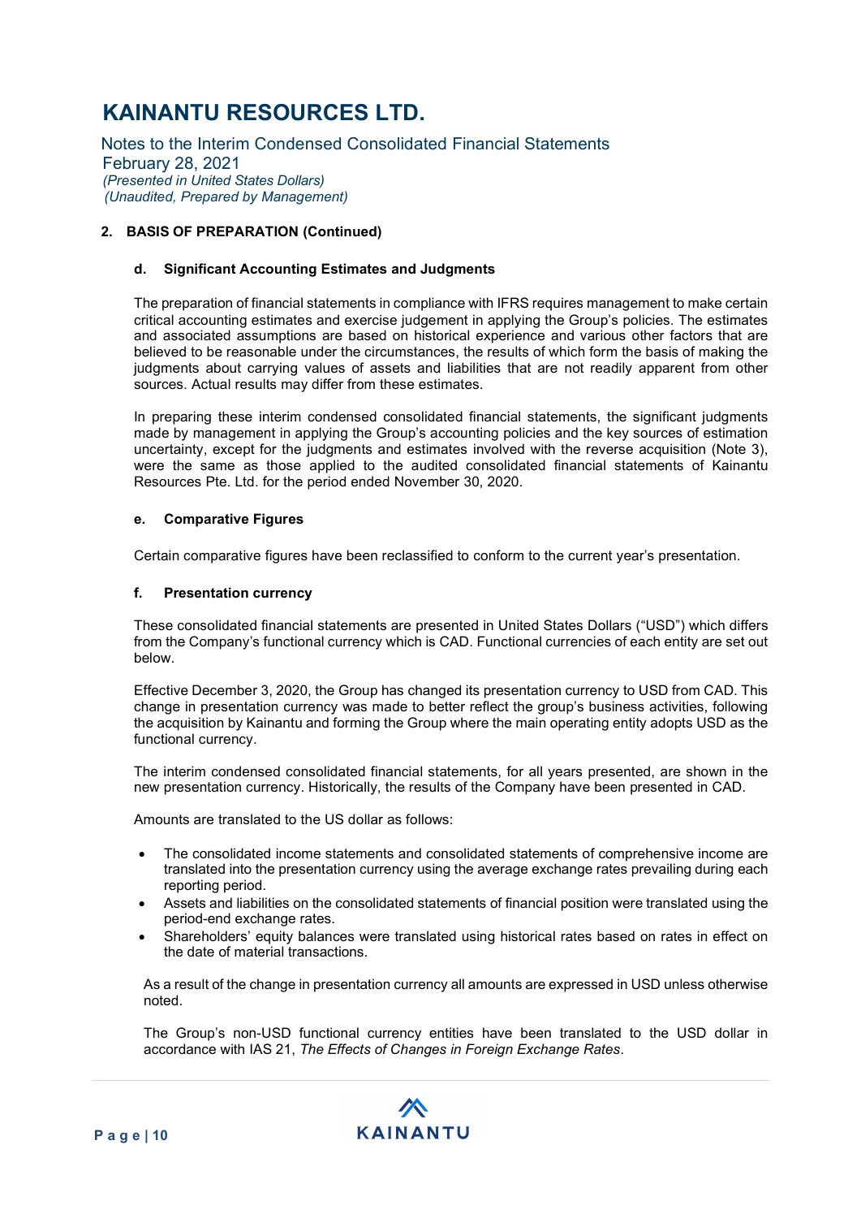## 2. BASIS OF PREPARATION (Continued)

### d. Significant Accounting Estimates and Judgments

The preparation of financial statements in compliance with IFRS requires management to make certain critical accounting estimates and exercise judgement in applying the Group's policies. The estimates and associated assumptions are based on historical experience and various other factors that are believed to be reasonable under the circumstances, the results of which form the basis of making the judgments about carrying values of assets and liabilities that are not readily apparent from other sources. Actual results may differ from these estimates.

In preparing these interim condensed consolidated financial statements, the significant judgments made by management in applying the Group's accounting policies and the key sources of estimation uncertainty, except for the judgments and estimates involved with the reverse acquisition (Note 3), were the same as those applied to the audited consolidated financial statements of Kainantu Resources Pte. Ltd. for the period ended November 30, 2020.

### e. Comparative Figures

Certain comparative figures have been reclassified to conform to the current year's presentation.

### f. Presentation currency

These consolidated financial statements are presented in United States Dollars ("USD") which differs from the Company's functional currency which is CAD. Functional currencies of each entity are set out below.

Effective December 3, 2020, the Group has changed its presentation currency to USD from CAD. This change in presentation currency was made to better reflect the group's business activities, following the acquisition by Kainantu and forming the Group where the main operating entity adopts USD as the functional currency.

The interim condensed consolidated financial statements, for all years presented, are shown in the new presentation currency. Historically, the results of the Company have been presented in CAD.

Amounts are translated to the US dollar as follows:

- The consolidated income statements and consolidated statements of comprehensive income are translated into the presentation currency using the average exchange rates prevailing during each reporting period.
- Assets and liabilities on the consolidated statements of financial position were translated using the period-end exchange rates.
- Shareholders' equity balances were translated using historical rates based on rates in effect on the date of material transactions.

As a result of the change in presentation currency all amounts are expressed in USD unless otherwise noted.

The Group's non-USD functional currency entities have been translated to the USD dollar in accordance with IAS 21, *The Effects of Changes in Foreign Exchange Rates*.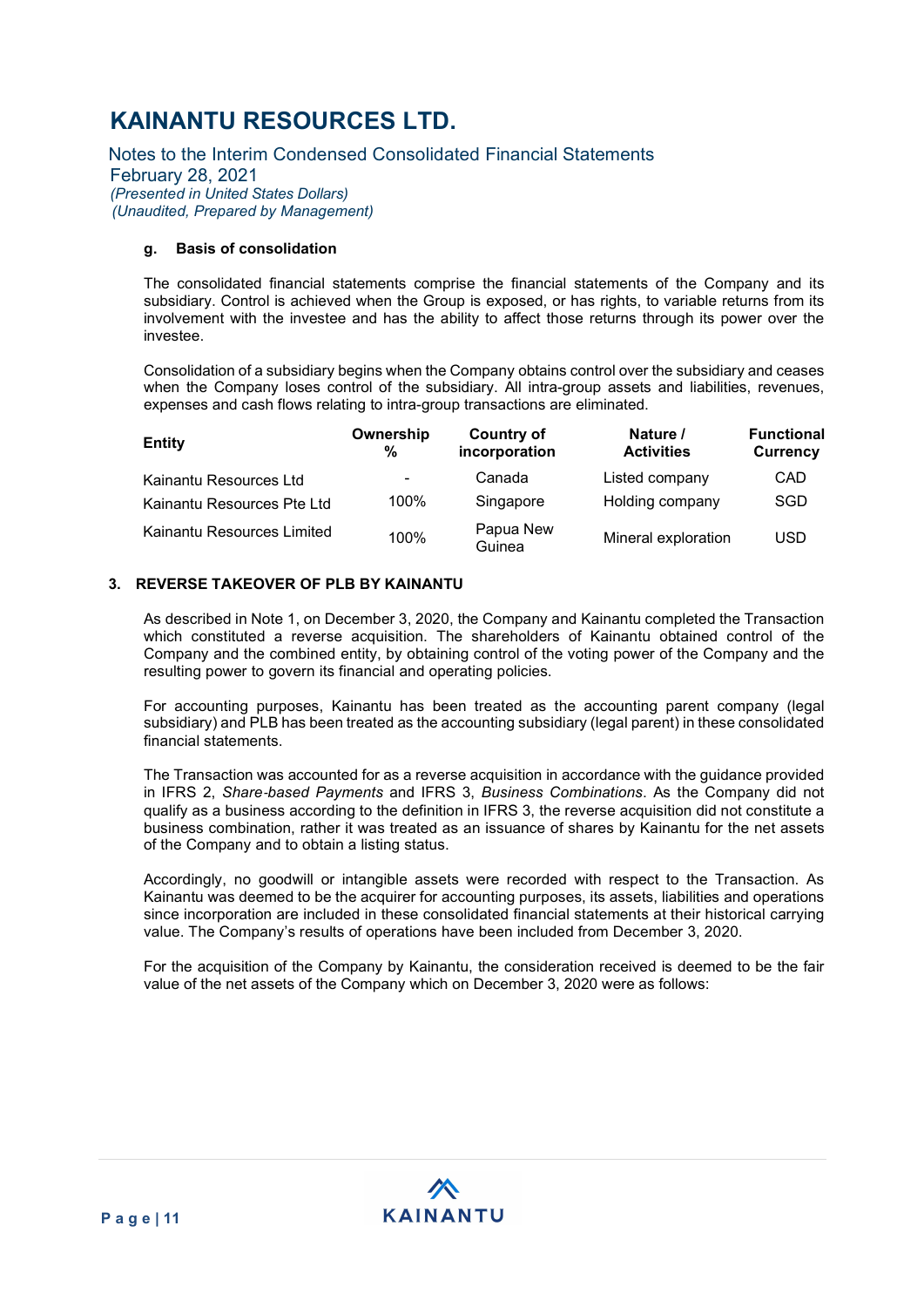#### g. Basis of consolidation

The consolidated financial statements comprise the financial statements of the Company and its subsidiary. Control is achieved when the Group is exposed, or has rights, to variable returns from its involvement with the investee and has the ability to affect those returns through its power over the investee.

Consolidation of a subsidiary begins when the Company obtains control over the subsidiary and ceases when the Company loses control of the subsidiary. All intra-group assets and liabilities, revenues, expenses and cash flows relating to intra-group transactions are eliminated.

| Entity | Ownership % | Country of incorporation | Nature / Activities | Functional Currency |
|---|---|---|---|---|
| Kainantu Resources Ltd | - | Canada | Listed company | CAD |
| Kainantu Resources Pte Ltd | 100% | Singapore | Holding company | SGD |
| Kainantu Resources Limited | 100% | Papua New Guinea | Mineral exploration | USD |

## 3. REVERSE TAKEOVER OF PLB BY KAINANTU

As described in Note 1, on December 3, 2020, the Company and Kainantu completed the Transaction which constituted a reverse acquisition. The shareholders of Kainantu obtained control of the Company and the combined entity, by obtaining control of the voting power of the Company and the resulting power to govern its financial and operating policies.

For accounting purposes, Kainantu has been treated as the accounting parent company (legal subsidiary) and PLB has been treated as the accounting subsidiary (legal parent) in these consolidated financial statements.

The Transaction was accounted for as a reverse acquisition in accordance with the guidance provided in IFRS 2, *Share-based Payments* and IFRS 3, *Business Combinations*. As the Company did not qualify as a business according to the definition in IFRS 3, the reverse acquisition did not constitute a business combination, rather it was treated as an issuance of shares by Kainantu for the net assets of the Company and to obtain a listing status.

Accordingly, no goodwill or intangible assets were recorded with respect to the Transaction. As Kainantu was deemed to be the acquirer for accounting purposes, its assets, liabilities and operations since incorporation are included in these consolidated financial statements at their historical carrying value. The Company's results of operations have been included from December 3, 2020.

For the acquisition of the Company by Kainantu, the consideration received is deemed to be the fair value of the net assets of the Company which on December 3, 2020 were as follows: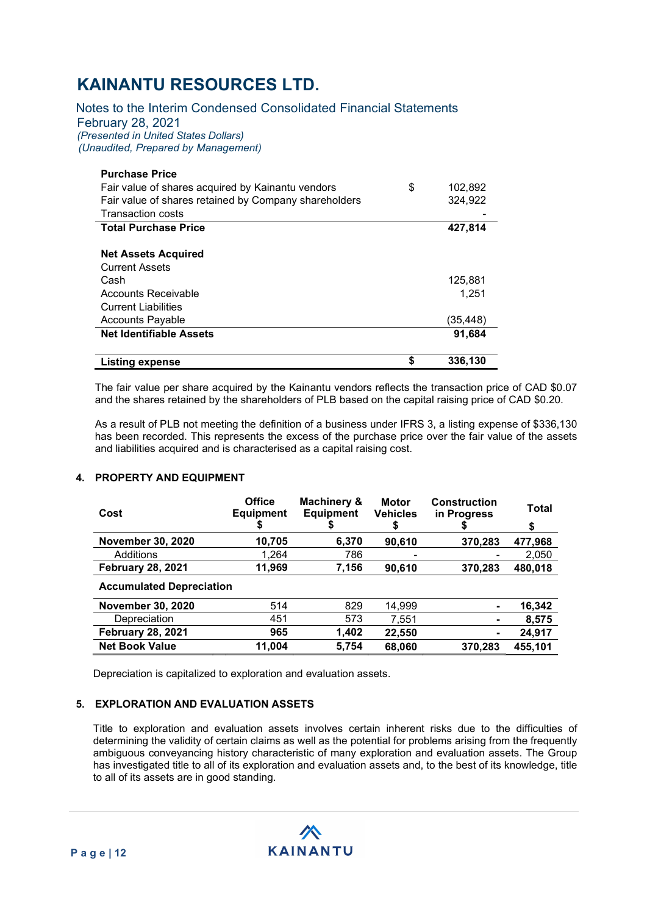# KAINANTU RESOURCES LTD.

Notes to the Interim Condensed Consolidated Financial Statements
February 28, 2021
*(Presented in United States Dollars)*
*(Unaudited, Prepared by Management)*

| **Purchase Price** | | |
|---|---|---|
| Fair value of shares acquired by Kainantu vendors | $ | 102,892 |
| Fair value of shares retained by Company shareholders | | 324,922 |
| Transaction costs | | - |
| **Total Purchase Price** | | **427,814** |
| | | |
| **Net Assets Acquired** | | |
| Current Assets | | |
| Cash | | 125,881 |
| Accounts Receivable | | 1,251 |
| Current Liabilities | | |
| Accounts Payable | | (35,448) |
| **Net Identifiable Assets** | | **91,684** |
| | | |
| **Listing expense** | **$** | **336,130** |

The fair value per share acquired by the Kainantu vendors reflects the transaction price of CAD $0.07 and the shares retained by the shareholders of PLB based on the capital raising price of CAD $0.20.

As a result of PLB not meeting the definition of a business under IFRS 3, a listing expense of $336,130 has been recorded. This represents the excess of the purchase price over the fair value of the assets and liabilities acquired and is characterised as a capital raising cost.

## 4. PROPERTY AND EQUIPMENT

| Cost | Office Equipment $ | Machinery & Equipment $ | Motor Vehicles $ | Construction in Progress $ | Total $ |
|---|---|---|---|---|---|
| **November 30, 2020** | **10,705** | **6,370** | **90,610** | **370,283** | **477,968** |
| Additions | 1,264 | 786 | - | - | 2,050 |
| **February 28, 2021** | **11,969** | **7,156** | **90,610** | **370,283** | **480,018** |
| **Accumulated Depreciation** | | | | | |
| **November 30, 2020** | 514 | 829 | 14,999 | - | **16,342** |
| Depreciation | 451 | 573 | 7,551 | - | **8,575** |
| **February 28, 2021** | **965** | **1,402** | **22,550** | - | **24,917** |
| **Net Book Value** | **11,004** | **5,754** | **68,060** | **370,283** | **455,101** |

Depreciation is capitalized to exploration and evaluation assets.

## 5. EXPLORATION AND EVALUATION ASSETS

Title to exploration and evaluation assets involves certain inherent risks due to the difficulties of determining the validity of certain claims as well as the potential for problems arising from the frequently ambiguous conveyancing history characteristic of many exploration and evaluation assets. The Group has investigated title to all of its exploration and evaluation assets and, to the best of its knowledge, title to all of its assets are in good standing.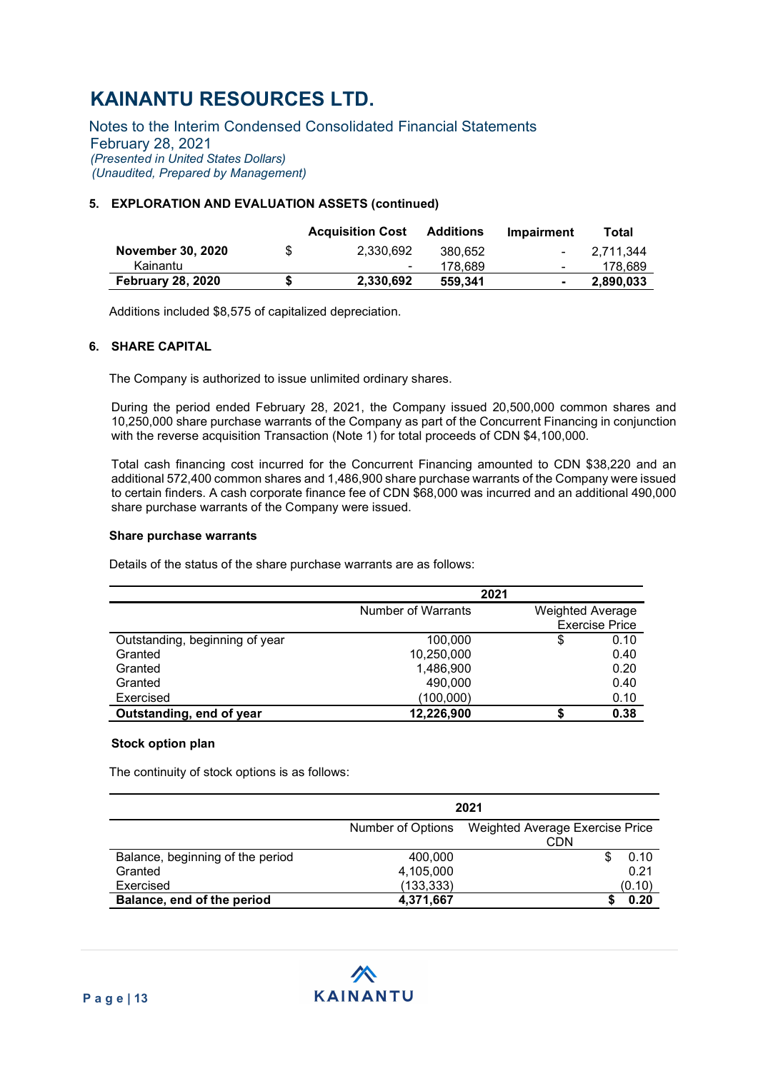# KAINANTU RESOURCES LTD.

Notes to the Interim Condensed Consolidated Financial Statements
February 28, 2021
*(Presented in United States Dollars)*
*(Unaudited, Prepared by Management)*

### 5. EXPLORATION AND EVALUATION ASSETS (continued)

| | | Acquisition Cost | Additions | Impairment | Total |
|---|---|---|---|---|---|
| **November 30, 2020** | $ | 2,330,692 | 380,652 | - | 2,711,344 |
| Kainantu | | - | 178,689 | - | 178,689 |
| **February 28, 2020** | **$** | **2,330,692** | **559,341** | **-** | **2,890,033** |

Additions included $8,575 of capitalized depreciation.

### 6. SHARE CAPITAL

The Company is authorized to issue unlimited ordinary shares.

During the period ended February 28, 2021, the Company issued 20,500,000 common shares and 10,250,000 share purchase warrants of the Company as part of the Concurrent Financing in conjunction with the reverse acquisition Transaction (Note 1) for total proceeds of CDN $4,100,000.

Total cash financing cost incurred for the Concurrent Financing amounted to CDN $38,220 and an additional 572,400 common shares and 1,486,900 share purchase warrants of the Company were issued to certain finders. A cash corporate finance fee of CDN $68,000 was incurred and an additional 490,000 share purchase warrants of the Company were issued.

**Share purchase warrants**

Details of the status of the share purchase warrants are as follows:

| | 2021 | | |
|---|---|---|---|
| | Number of Warrants | Weighted Average Exercise Price | |
| Outstanding, beginning of year | 100,000 | $ | 0.10 |
| Granted | 10,250,000 | | 0.40 |
| Granted | 1,486,900 | | 0.20 |
| Granted | 490,000 | | 0.40 |
| Exercised | (100,000) | | 0.10 |
| **Outstanding, end of year** | **12,226,900** | **$** | **0.38** |

**Stock option plan**

The continuity of stock options is as follows:

| | 2021 | | |
|---|---|---|---|
| | Number of Options | Weighted Average Exercise Price CDN | |
| Balance, beginning of the period | 400,000 | $ | 0.10 |
| Granted | 4,105,000 | | 0.21 |
| Exercised | (133,333) | | (0.10) |
| **Balance, end of the period** | **4,371,667** | **$** | **0.20** |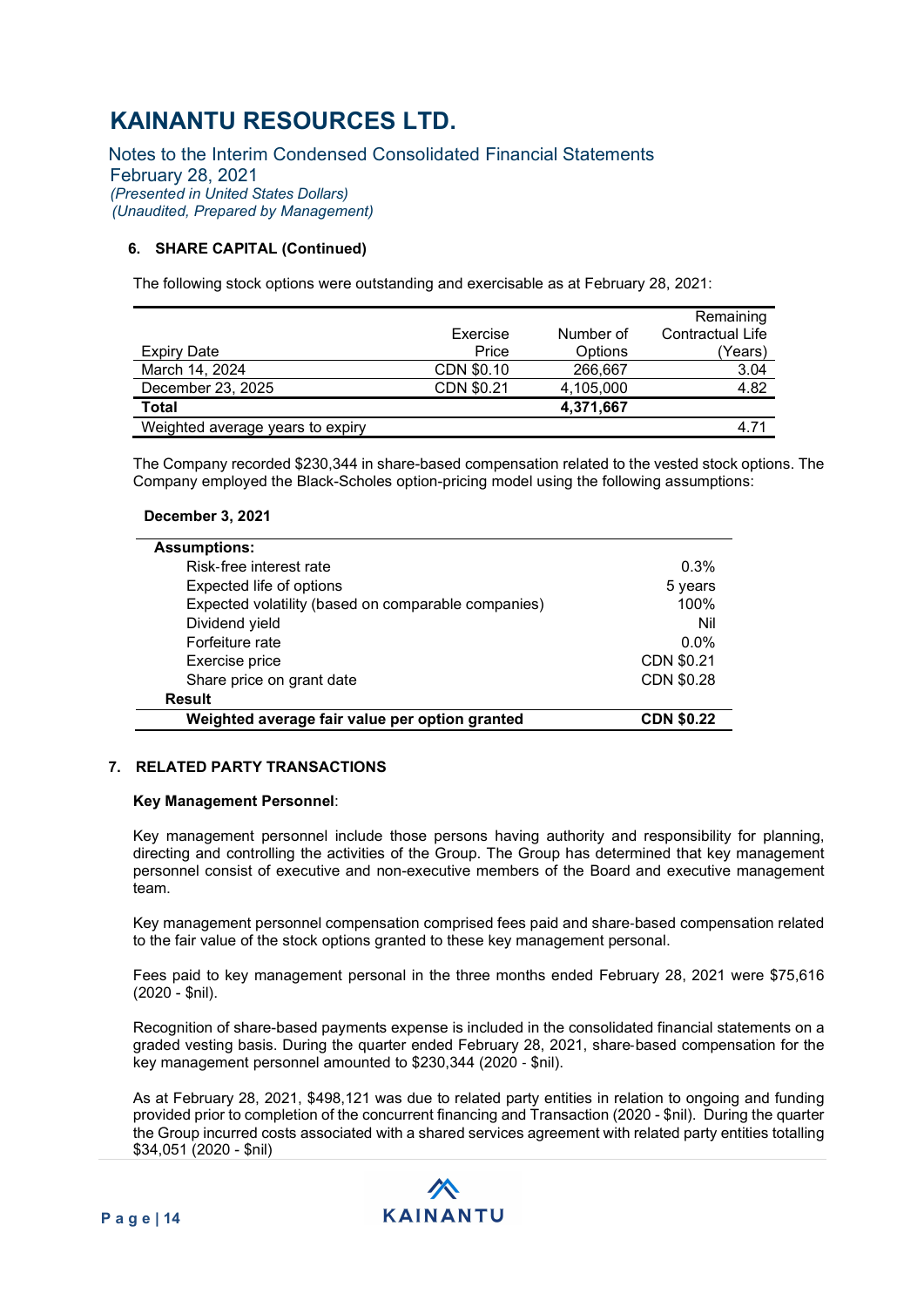### 6. SHARE CAPITAL (Continued)

The following stock options were outstanding and exercisable as at February 28, 2021:

| Expiry Date | Exercise Price | Number of Options | Remaining Contractual Life (Years) |
|---|---|---|---|
| March 14, 2024 | CDN $0.10 | 266,667 | 3.04 |
| December 23, 2025 | CDN $0.21 | 4,105,000 | 4.82 |
| **Total** | | **4,371,667** | |
| Weighted average years to expiry | | | 4.71 |

The Company recorded $230,344 in share-based compensation related to the vested stock options. The Company employed the Black-Scholes option-pricing model using the following assumptions:

**December 3, 2021**

| **Assumptions:** | |
|---|---|
| Risk-free interest rate | 0.3% |
| Expected life of options | 5 years |
| Expected volatility (based on comparable companies) | 100% |
| Dividend yield | Nil |
| Forfeiture rate | 0.0% |
| Exercise price | CDN $0.21 |
| Share price on grant date | CDN $0.28 |
| **Result** | |
| **Weighted average fair value per option granted** | **CDN $0.22** |

### 7. RELATED PARTY TRANSACTIONS

**Key Management Personnel**:

Key management personnel include those persons having authority and responsibility for planning, directing and controlling the activities of the Group. The Group has determined that key management personnel consist of executive and non-executive members of the Board and executive management team.

Key management personnel compensation comprised fees paid and share-based compensation related to the fair value of the stock options granted to these key management personal.

Fees paid to key management personal in the three months ended February 28, 2021 were $75,616 (2020 - $nil).

Recognition of share-based payments expense is included in the consolidated financial statements on a graded vesting basis. During the quarter ended February 28, 2021, share-based compensation for the key management personnel amounted to $230,344 (2020 - $nil).

As at February 28, 2021, $498,121 was due to related party entities in relation to ongoing and funding provided prior to completion of the concurrent financing and Transaction (2020 - $nil). During the quarter the Group incurred costs associated with a shared services agreement with related party entities totalling $34,051 (2020 - $nil)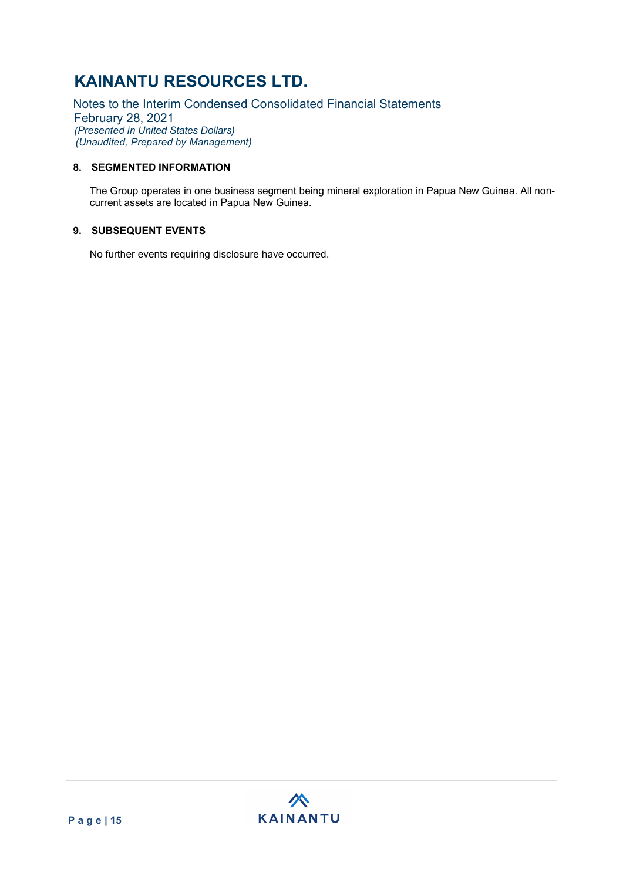## 8. SEGMENTED INFORMATION

The Group operates in one business segment being mineral exploration in Papua New Guinea. All non-current assets are located in Papua New Guinea.

## 9. SUBSEQUENT EVENTS

No further events requiring disclosure have occurred.